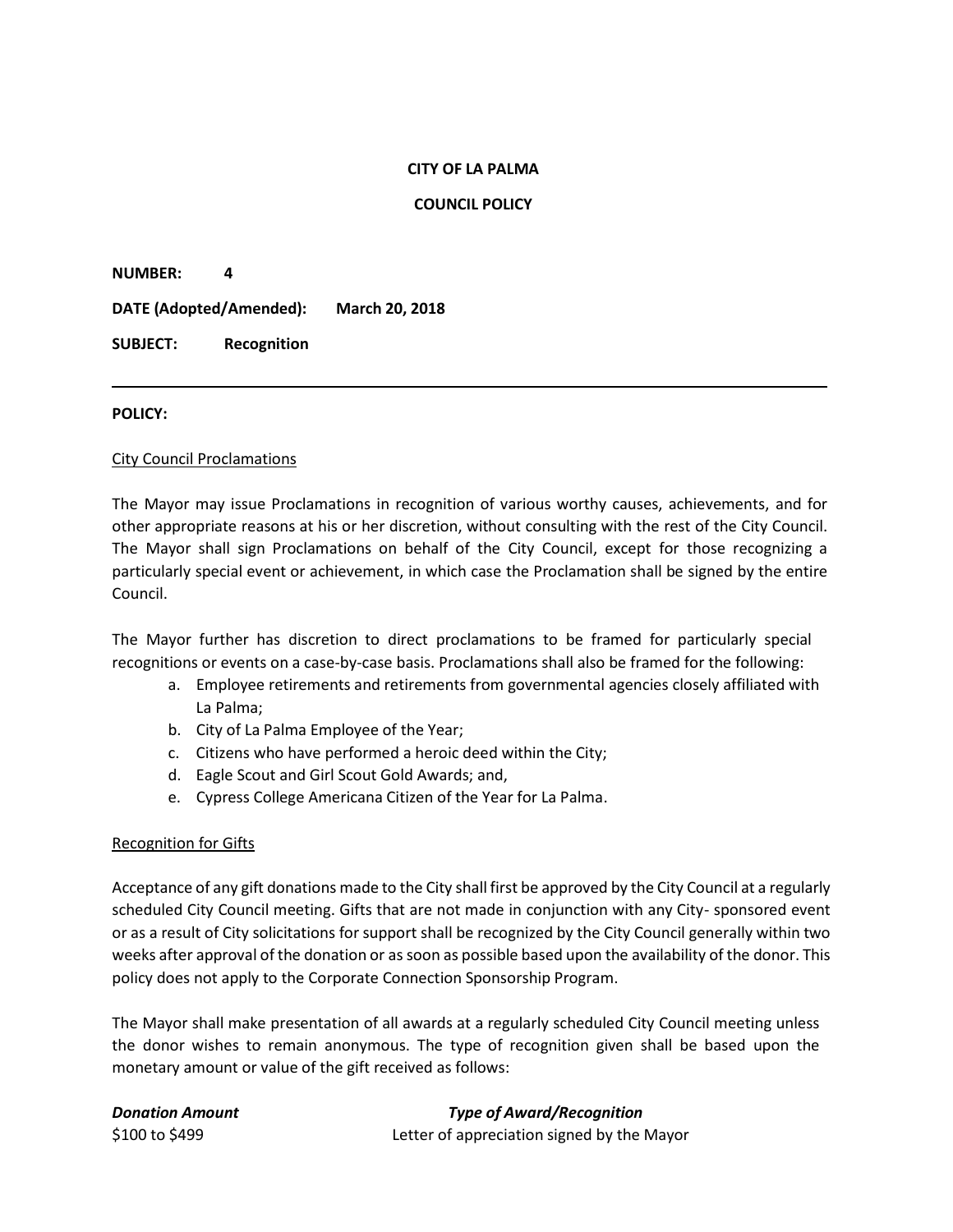**CITY OF LA PALMA**

**COUNCIL POLICY**

**NUMBER:** **4**

**DATE (Adopted/Amended):** **March 20, 2018**

**SUBJECT:** **Recognition**

---

**POLICY:**

City Council Proclamations

The Mayor may issue Proclamations in recognition of various worthy causes, achievements, and for other appropriate reasons at his or her discretion, without consulting with the rest of the City Council. The Mayor shall sign Proclamations on behalf of the City Council, except for those recognizing a particularly special event or achievement, in which case the Proclamation shall be signed by the entire Council.

The Mayor further has discretion to direct proclamations to be framed for particularly special recognitions or events on a case-by-case basis. Proclamations shall also be framed for the following:

a. Employee retirements and retirements from governmental agencies closely affiliated with La Palma;
b. City of La Palma Employee of the Year;
c. Citizens who have performed a heroic deed within the City;
d. Eagle Scout and Girl Scout Gold Awards; and,
e. Cypress College Americana Citizen of the Year for La Palma.

Recognition for Gifts

Acceptance of any gift donations made to the City shall first be approved by the City Council at a regularly scheduled City Council meeting. Gifts that are not made in conjunction with any City- sponsored event or as a result of City solicitations for support shall be recognized by the City Council generally within two weeks after approval of the donation or as soon as possible based upon the availability of the donor. This policy does not apply to the Corporate Connection Sponsorship Program.

The Mayor shall make presentation of all awards at a regularly scheduled City Council meeting unless the donor wishes to remain anonymous. The type of recognition given shall be based upon the monetary amount or value of the gift received as follows:

| ***Donation Amount*** | ***Type of Award/Recognition*** |
|---|---|
| $100 to $499 | Letter of appreciation signed by the Mayor |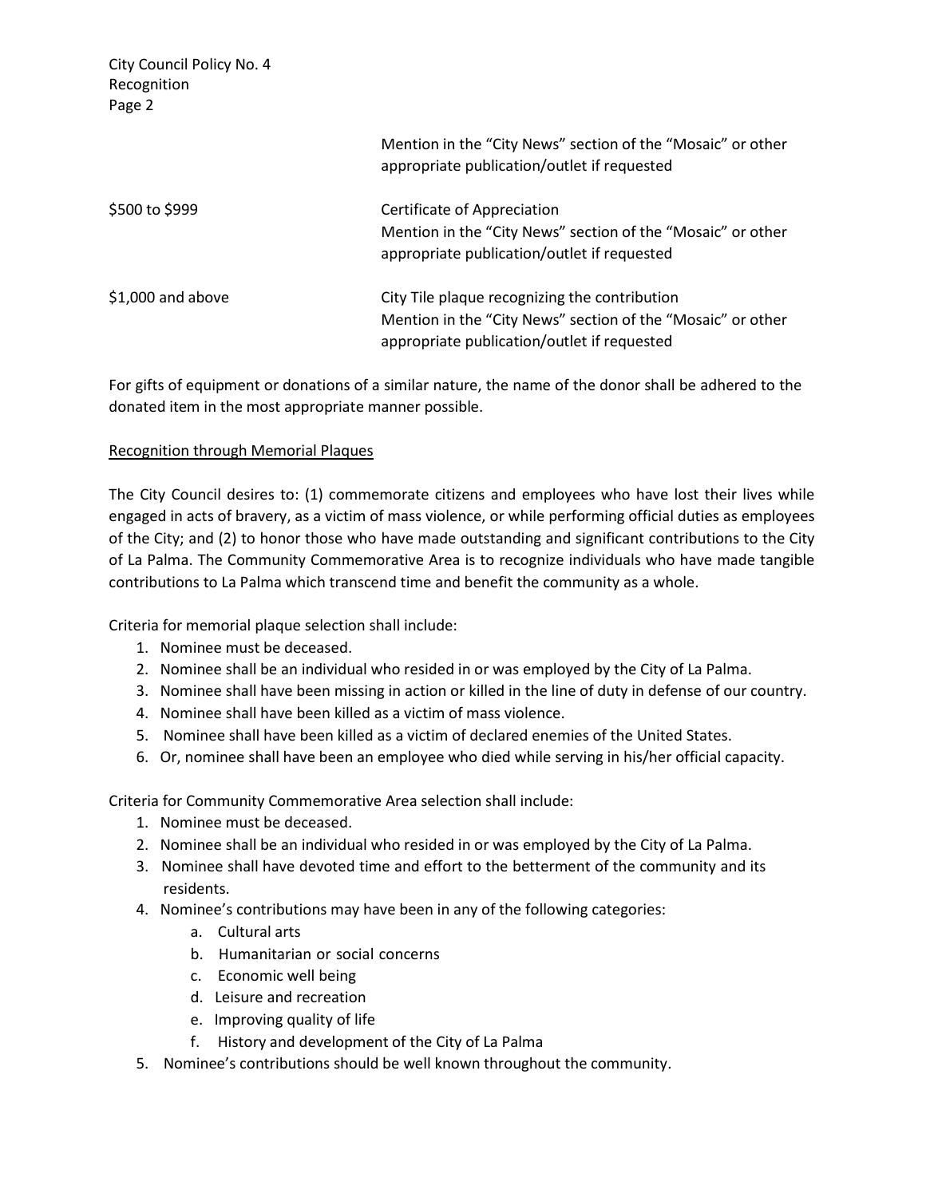| | |
|---|---|
| | Mention in the "City News" section of the "Mosaic" or other appropriate publication/outlet if requested |
| \$500 to \$999 | Certificate of Appreciation<br>Mention in the "City News" section of the "Mosaic" or other appropriate publication/outlet if requested |
| \$1,000 and above | City Tile plaque recognizing the contribution<br>Mention in the "City News" section of the "Mosaic" or other appropriate publication/outlet if requested |

For gifts of equipment or donations of a similar nature, the name of the donor shall be adhered to the donated item in the most appropriate manner possible.

<u>Recognition through Memorial Plaques</u>

The City Council desires to: (1) commemorate citizens and employees who have lost their lives while engaged in acts of bravery, as a victim of mass violence, or while performing official duties as employees of the City; and (2) to honor those who have made outstanding and significant contributions to the City of La Palma. The Community Commemorative Area is to recognize individuals who have made tangible contributions to La Palma which transcend time and benefit the community as a whole.

Criteria for memorial plaque selection shall include:

1. Nominee must be deceased.
2. Nominee shall be an individual who resided in or was employed by the City of La Palma.
3. Nominee shall have been missing in action or killed in the line of duty in defense of our country.
4. Nominee shall have been killed as a victim of mass violence.
5. Nominee shall have been killed as a victim of declared enemies of the United States.
6. Or, nominee shall have been an employee who died while serving in his/her official capacity.

Criteria for Community Commemorative Area selection shall include:

1. Nominee must be deceased.
2. Nominee shall be an individual who resided in or was employed by the City of La Palma.
3. Nominee shall have devoted time and effort to the betterment of the community and its residents.
4. Nominee's contributions may have been in any of the following categories:
   a. Cultural arts
   b. Humanitarian or social concerns
   c. Economic well being
   d. Leisure and recreation
   e. Improving quality of life
   f. History and development of the City of La Palma
5. Nominee's contributions should be well known throughout the community.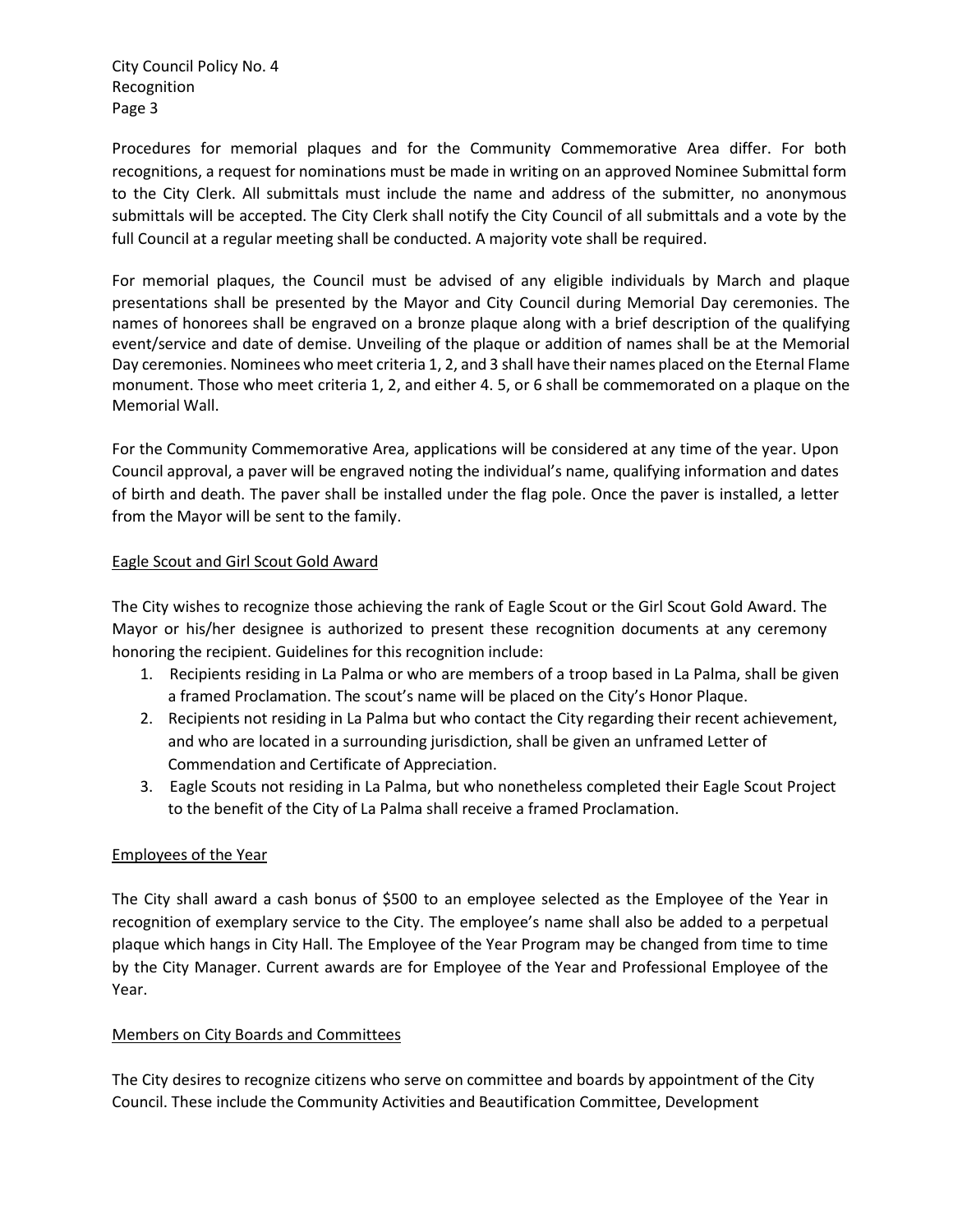Procedures for memorial plaques and for the Community Commemorative Area differ. For both recognitions, a request for nominations must be made in writing on an approved Nominee Submittal form to the City Clerk. All submittals must include the name and address of the submitter, no anonymous submittals will be accepted. The City Clerk shall notify the City Council of all submittals and a vote by the full Council at a regular meeting shall be conducted. A majority vote shall be required.

For memorial plaques, the Council must be advised of any eligible individuals by March and plaque presentations shall be presented by the Mayor and City Council during Memorial Day ceremonies. The names of honorees shall be engraved on a bronze plaque along with a brief description of the qualifying event/service and date of demise. Unveiling of the plaque or addition of names shall be at the Memorial Day ceremonies. Nominees who meet criteria 1, 2, and 3 shall have their names placed on the Eternal Flame monument. Those who meet criteria 1, 2, and either 4. 5, or 6 shall be commemorated on a plaque on the Memorial Wall.

For the Community Commemorative Area, applications will be considered at any time of the year. Upon Council approval, a paver will be engraved noting the individual's name, qualifying information and dates of birth and death. The paver shall be installed under the flag pole. Once the paver is installed, a letter from the Mayor will be sent to the family.

<u>Eagle Scout and Girl Scout Gold Award</u>

The City wishes to recognize those achieving the rank of Eagle Scout or the Girl Scout Gold Award. The Mayor or his/her designee is authorized to present these recognition documents at any ceremony honoring the recipient. Guidelines for this recognition include:

1. Recipients residing in La Palma or who are members of a troop based in La Palma, shall be given a framed Proclamation. The scout's name will be placed on the City's Honor Plaque.
2. Recipients not residing in La Palma but who contact the City regarding their recent achievement, and who are located in a surrounding jurisdiction, shall be given an unframed Letter of Commendation and Certificate of Appreciation.
3. Eagle Scouts not residing in La Palma, but who nonetheless completed their Eagle Scout Project to the benefit of the City of La Palma shall receive a framed Proclamation.

<u>Employees of the Year</u>

The City shall award a cash bonus of $500 to an employee selected as the Employee of the Year in recognition of exemplary service to the City. The employee's name shall also be added to a perpetual plaque which hangs in City Hall. The Employee of the Year Program may be changed from time to time by the City Manager. Current awards are for Employee of the Year and Professional Employee of the Year.

<u>Members on City Boards and Committees</u>

The City desires to recognize citizens who serve on committee and boards by appointment of the City Council. These include the Community Activities and Beautification Committee, Development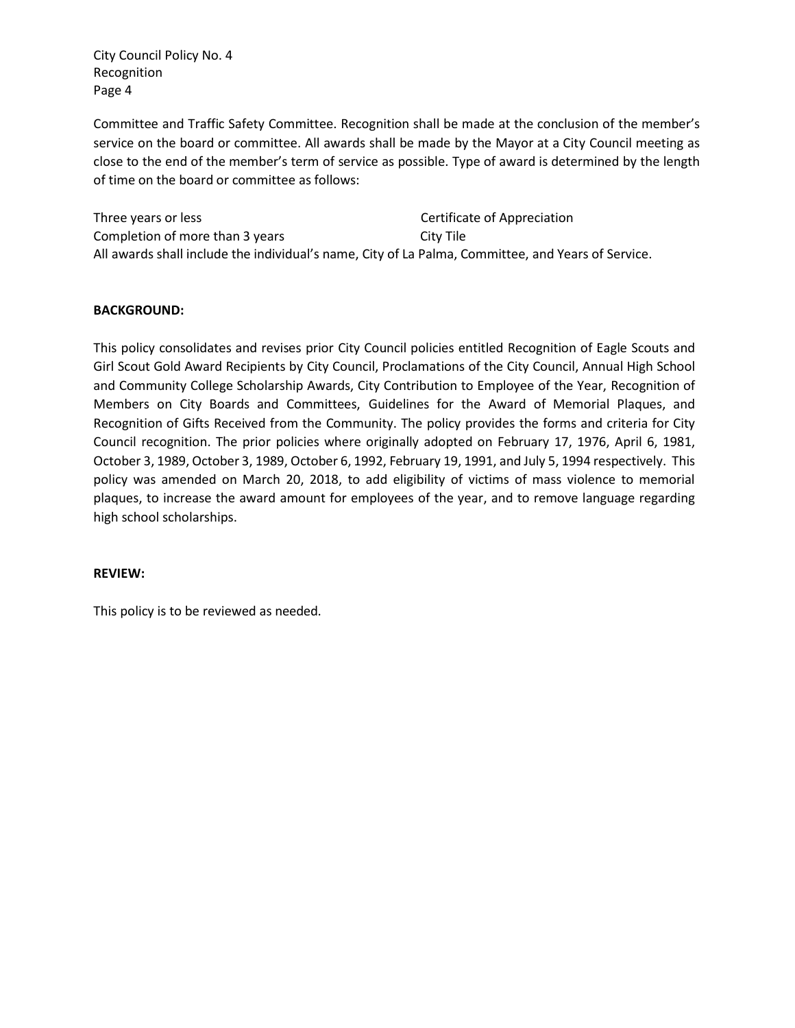Committee and Traffic Safety Committee. Recognition shall be made at the conclusion of the member's service on the board or committee. All awards shall be made by the Mayor at a City Council meeting as close to the end of the member's term of service as possible. Type of award is determined by the length of time on the board or committee as follows:

| | |
|---|---|
| Three years or less | Certificate of Appreciation |
| Completion of more than 3 years | City Tile |

All awards shall include the individual's name, City of La Palma, Committee, and Years of Service.

**BACKGROUND:**

This policy consolidates and revises prior City Council policies entitled Recognition of Eagle Scouts and Girl Scout Gold Award Recipients by City Council, Proclamations of the City Council, Annual High School and Community College Scholarship Awards, City Contribution to Employee of the Year, Recognition of Members on City Boards and Committees, Guidelines for the Award of Memorial Plaques, and Recognition of Gifts Received from the Community. The policy provides the forms and criteria for City Council recognition. The prior policies where originally adopted on February 17, 1976, April 6, 1981, October 3, 1989, October 3, 1989, October 6, 1992, February 19, 1991, and July 5, 1994 respectively. This policy was amended on March 20, 2018, to add eligibility of victims of mass violence to memorial plaques, to increase the award amount for employees of the year, and to remove language regarding high school scholarships.

**REVIEW:**

This policy is to be reviewed as needed.